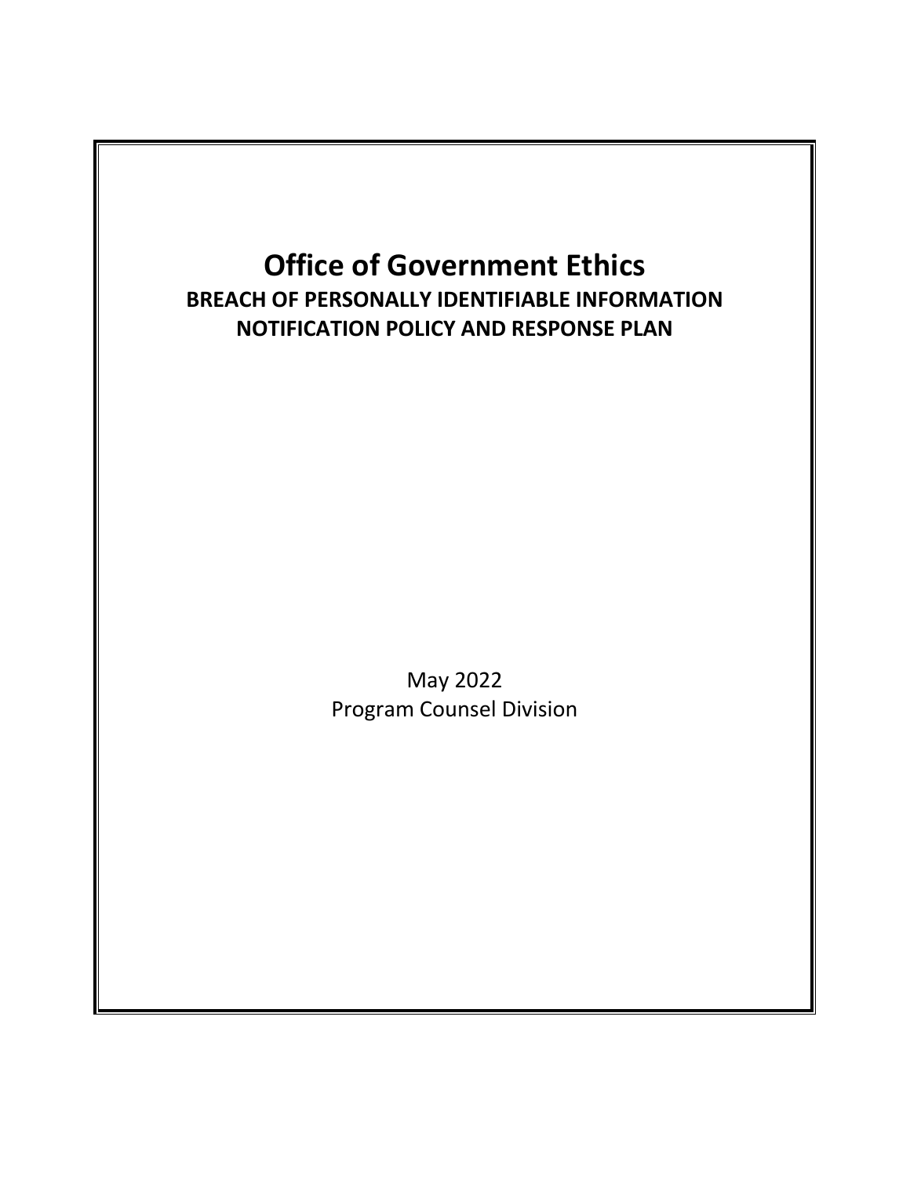# Office of Government Ethics

## BREACH OF PERSONALLY IDENTIFIABLE INFORMATION NOTIFICATION POLICY AND RESPONSE PLAN

May 2022

Program Counsel Division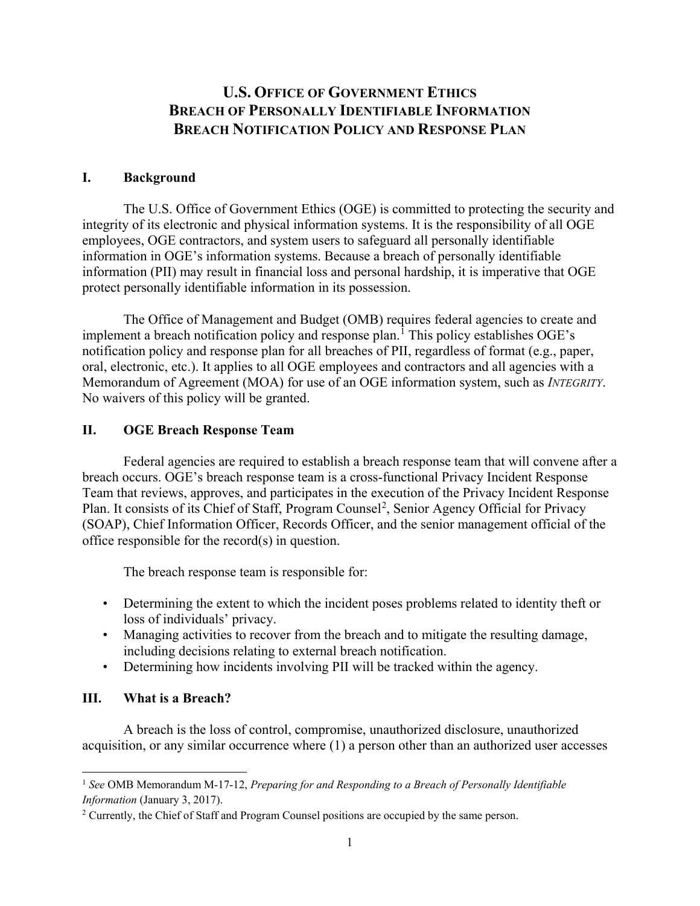# U.S. Office of Government Ethics
# Breach of Personally Identifiable Information
# Breach Notification Policy and Response Plan

## I. Background

The U.S. Office of Government Ethics (OGE) is committed to protecting the security and integrity of its electronic and physical information systems. It is the responsibility of all OGE employees, OGE contractors, and system users to safeguard all personally identifiable information in OGE's information systems. Because a breach of personally identifiable information (PII) may result in financial loss and personal hardship, it is imperative that OGE protect personally identifiable information in its possession.

The Office of Management and Budget (OMB) requires federal agencies to create and implement a breach notification policy and response plan.[1] This policy establishes OGE's notification policy and response plan for all breaches of PII, regardless of format (e.g., paper, oral, electronic, etc.). It applies to all OGE employees and contractors and all agencies with a Memorandum of Agreement (MOA) for use of an OGE information system, such as *INTEGRITY*. No waivers of this policy will be granted.

## II. OGE Breach Response Team

Federal agencies are required to establish a breach response team that will convene after a breach occurs. OGE's breach response team is a cross-functional Privacy Incident Response Team that reviews, approves, and participates in the execution of the Privacy Incident Response Plan. It consists of its Chief of Staff, Program Counsel[2], Senior Agency Official for Privacy (SOAP), Chief Information Officer, Records Officer, and the senior management official of the office responsible for the record(s) in question.

The breach response team is responsible for:

- Determining the extent to which the incident poses problems related to identity theft or loss of individuals' privacy.
- Managing activities to recover from the breach and to mitigate the resulting damage, including decisions relating to external breach notification.
- Determining how incidents involving PII will be tracked within the agency.

## III. What is a Breach?

A breach is the loss of control, compromise, unauthorized disclosure, unauthorized acquisition, or any similar occurrence where (1) a person other than an authorized user accesses

---

[1] *See* OMB Memorandum M-17-12, *Preparing for and Responding to a Breach of Personally Identifiable Information* (January 3, 2017).

[2] Currently, the Chief of Staff and Program Counsel positions are occupied by the same person.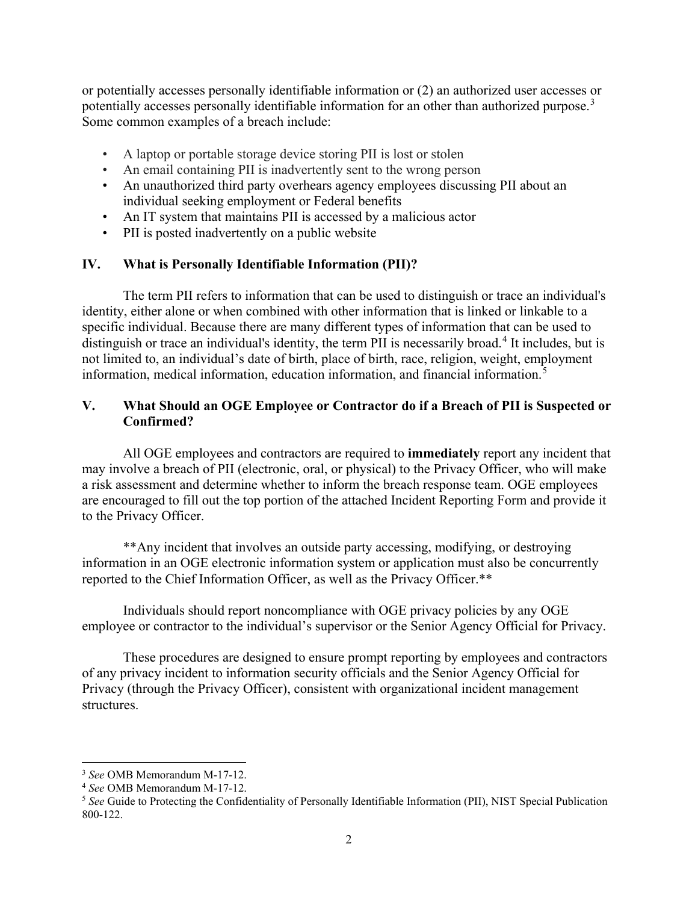or potentially accesses personally identifiable information or (2) an authorized user accesses or potentially accesses personally identifiable information for an other than authorized purpose.[3] Some common examples of a breach include:

- A laptop or portable storage device storing PII is lost or stolen
- An email containing PII is inadvertently sent to the wrong person
- An unauthorized third party overhears agency employees discussing PII about an individual seeking employment or Federal benefits
- An IT system that maintains PII is accessed by a malicious actor
- PII is posted inadvertently on a public website

## IV. What is Personally Identifiable Information (PII)?

The term PII refers to information that can be used to distinguish or trace an individual's identity, either alone or when combined with other information that is linked or linkable to a specific individual. Because there are many different types of information that can be used to distinguish or trace an individual's identity, the term PII is necessarily broad.[4] It includes, but is not limited to, an individual's date of birth, place of birth, race, religion, weight, employment information, medical information, education information, and financial information.[5]

## V. What Should an OGE Employee or Contractor do if a Breach of PII is Suspected or Confirmed?

All OGE employees and contractors are required to **immediately** report any incident that may involve a breach of PII (electronic, oral, or physical) to the Privacy Officer, who will make a risk assessment and determine whether to inform the breach response team. OGE employees are encouraged to fill out the top portion of the attached Incident Reporting Form and provide it to the Privacy Officer.

**Any incident that involves an outside party accessing, modifying, or destroying information in an OGE electronic information system or application must also be concurrently reported to the Chief Information Officer, as well as the Privacy Officer.**

Individuals should report noncompliance with OGE privacy policies by any OGE employee or contractor to the individual's supervisor or the Senior Agency Official for Privacy.

These procedures are designed to ensure prompt reporting by employees and contractors of any privacy incident to information security officials and the Senior Agency Official for Privacy (through the Privacy Officer), consistent with organizational incident management structures.

---

[3] *See* OMB Memorandum M-17-12.

[4] *See* OMB Memorandum M-17-12.

[5] *See* Guide to Protecting the Confidentiality of Personally Identifiable Information (PII), NIST Special Publication 800-122.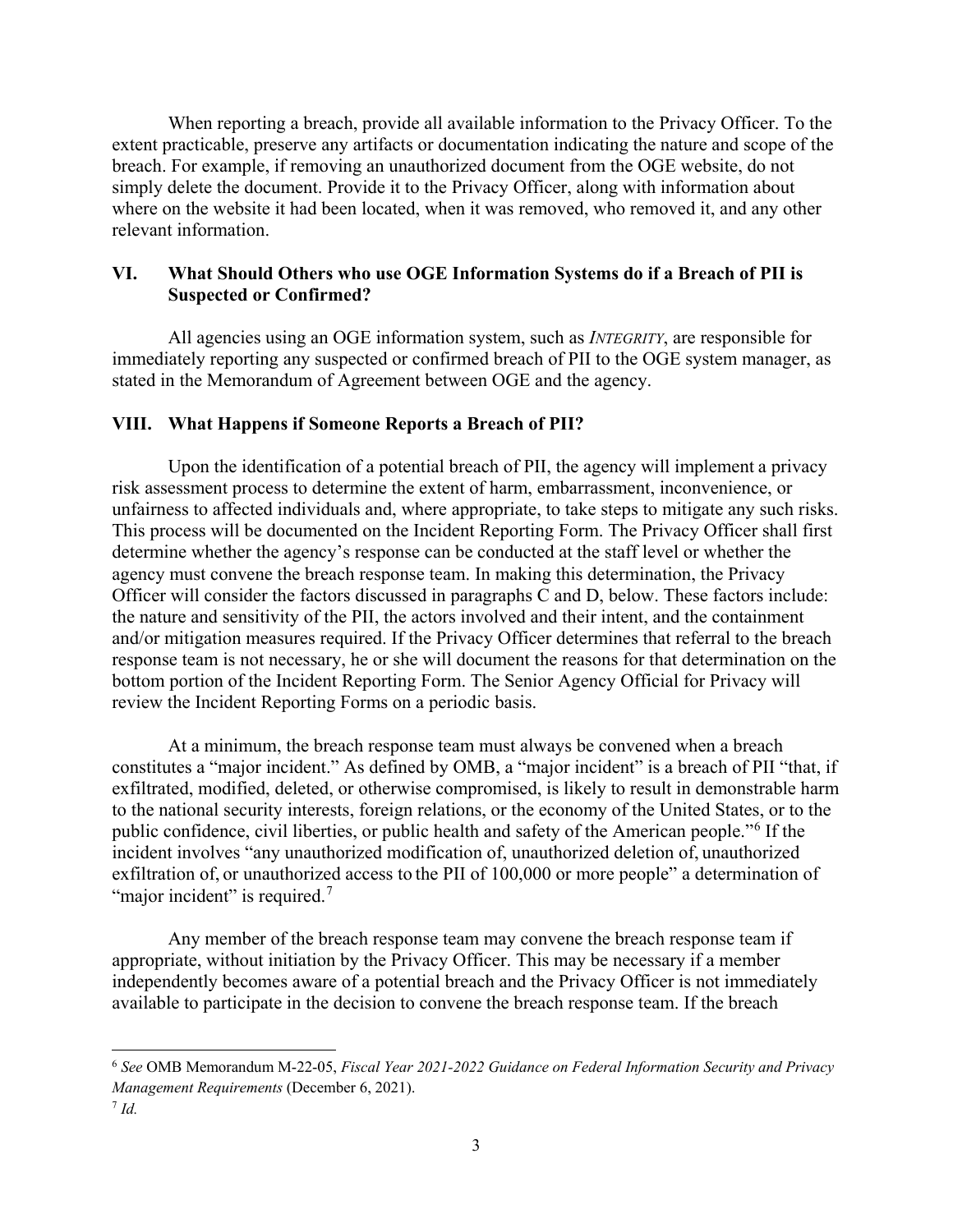When reporting a breach, provide all available information to the Privacy Officer. To the extent practicable, preserve any artifacts or documentation indicating the nature and scope of the breach. For example, if removing an unauthorized document from the OGE website, do not simply delete the document. Provide it to the Privacy Officer, along with information about where on the website it had been located, when it was removed, who removed it, and any other relevant information.

## VI. What Should Others who use OGE Information Systems do if a Breach of PII is Suspected or Confirmed?

All agencies using an OGE information system, such as *INTEGRITY*, are responsible for immediately reporting any suspected or confirmed breach of PII to the OGE system manager, as stated in the Memorandum of Agreement between OGE and the agency.

## VIII. What Happens if Someone Reports a Breach of PII?

Upon the identification of a potential breach of PII, the agency will implement a privacy risk assessment process to determine the extent of harm, embarrassment, inconvenience, or unfairness to affected individuals and, where appropriate, to take steps to mitigate any such risks. This process will be documented on the Incident Reporting Form. The Privacy Officer shall first determine whether the agency's response can be conducted at the staff level or whether the agency must convene the breach response team. In making this determination, the Privacy Officer will consider the factors discussed in paragraphs C and D, below. These factors include: the nature and sensitivity of the PII, the actors involved and their intent, and the containment and/or mitigation measures required. If the Privacy Officer determines that referral to the breach response team is not necessary, he or she will document the reasons for that determination on the bottom portion of the Incident Reporting Form. The Senior Agency Official for Privacy will review the Incident Reporting Forms on a periodic basis.

At a minimum, the breach response team must always be convened when a breach constitutes a "major incident." As defined by OMB, a "major incident" is a breach of PII "that, if exfiltrated, modified, deleted, or otherwise compromised, is likely to result in demonstrable harm to the national security interests, foreign relations, or the economy of the United States, or to the public confidence, civil liberties, or public health and safety of the American people."[6] If the incident involves "any unauthorized modification of, unauthorized deletion of, unauthorized exfiltration of, or unauthorized access to the PII of 100,000 or more people" a determination of "major incident" is required.[7]

Any member of the breach response team may convene the breach response team if appropriate, without initiation by the Privacy Officer. This may be necessary if a member independently becomes aware of a potential breach and the Privacy Officer is not immediately available to participate in the decision to convene the breach response team. If the breach

[6] *See* OMB Memorandum M-22-05, *Fiscal Year 2021-2022 Guidance on Federal Information Security and Privacy Management Requirements* (December 6, 2021).

[7] *Id.*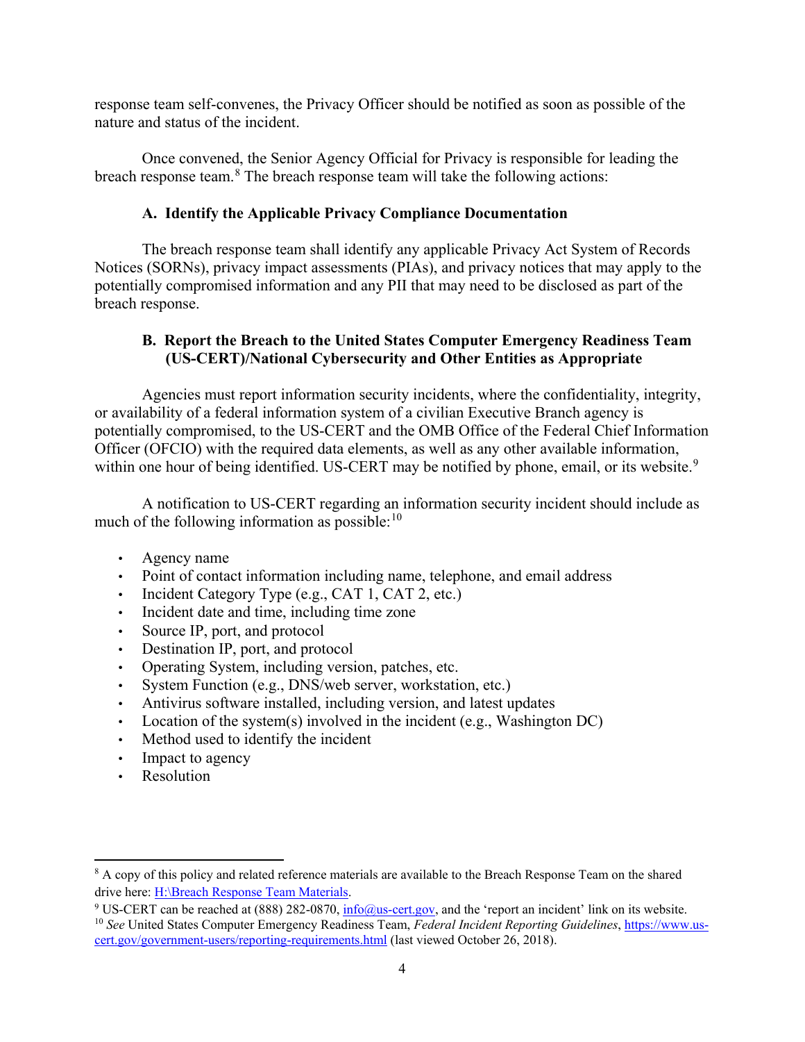response team self-convenes, the Privacy Officer should be notified as soon as possible of the nature and status of the incident.

Once convened, the Senior Agency Official for Privacy is responsible for leading the breach response team.[8] The breach response team will take the following actions:

### A. Identify the Applicable Privacy Compliance Documentation

The breach response team shall identify any applicable Privacy Act System of Records Notices (SORNs), privacy impact assessments (PIAs), and privacy notices that may apply to the potentially compromised information and any PII that may need to be disclosed as part of the breach response.

### B. Report the Breach to the United States Computer Emergency Readiness Team (US-CERT)/National Cybersecurity and Other Entities as Appropriate

Agencies must report information security incidents, where the confidentiality, integrity, or availability of a federal information system of a civilian Executive Branch agency is potentially compromised, to the US-CERT and the OMB Office of the Federal Chief Information Officer (OFCIO) with the required data elements, as well as any other available information, within one hour of being identified. US-CERT may be notified by phone, email, or its website.[9]

A notification to US-CERT regarding an information security incident should include as much of the following information as possible:[10]

- Agency name
- Point of contact information including name, telephone, and email address
- Incident Category Type (e.g., CAT 1, CAT 2, etc.)
- Incident date and time, including time zone
- Source IP, port, and protocol
- Destination IP, port, and protocol
- Operating System, including version, patches, etc.
- System Function (e.g., DNS/web server, workstation, etc.)
- Antivirus software installed, including version, and latest updates
- Location of the system(s) involved in the incident (e.g., Washington DC)
- Method used to identify the incident
- Impact to agency
- Resolution

---

[8] A copy of this policy and related reference materials are available to the Breach Response Team on the shared drive here: H:\Breach Response Team Materials.

[9] US-CERT can be reached at (888) 282-0870, info@us-cert.gov, and the 'report an incident' link on its website.

[10] *See* United States Computer Emergency Readiness Team, *Federal Incident Reporting Guidelines*, https://www.us-cert.gov/government-users/reporting-requirements.html (last viewed October 26, 2018).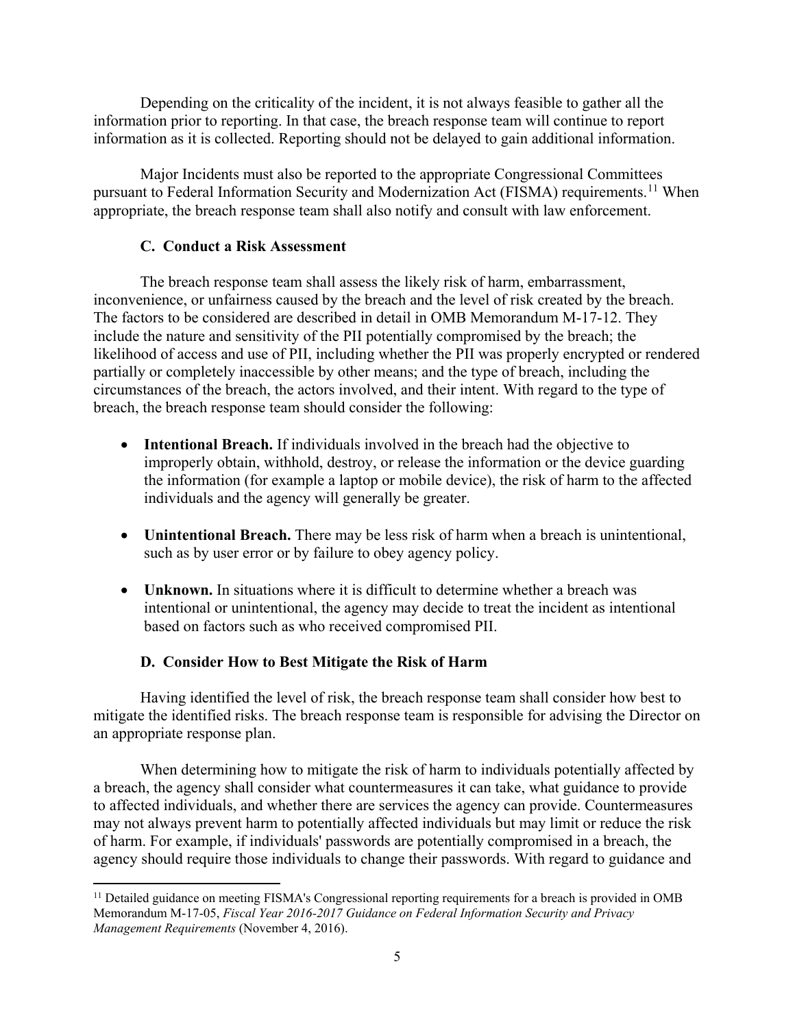Depending on the criticality of the incident, it is not always feasible to gather all the information prior to reporting. In that case, the breach response team will continue to report information as it is collected. Reporting should not be delayed to gain additional information.

Major Incidents must also be reported to the appropriate Congressional Committees pursuant to Federal Information Security and Modernization Act (FISMA) requirements.[11] When appropriate, the breach response team shall also notify and consult with law enforcement.

### C. Conduct a Risk Assessment

The breach response team shall assess the likely risk of harm, embarrassment, inconvenience, or unfairness caused by the breach and the level of risk created by the breach. The factors to be considered are described in detail in OMB Memorandum M-17-12. They include the nature and sensitivity of the PII potentially compromised by the breach; the likelihood of access and use of PII, including whether the PII was properly encrypted or rendered partially or completely inaccessible by other means; and the type of breach, including the circumstances of the breach, the actors involved, and their intent. With regard to the type of breach, the breach response team should consider the following:

- **Intentional Breach.** If individuals involved in the breach had the objective to improperly obtain, withhold, destroy, or release the information or the device guarding the information (for example a laptop or mobile device), the risk of harm to the affected individuals and the agency will generally be greater.
- **Unintentional Breach.** There may be less risk of harm when a breach is unintentional, such as by user error or by failure to obey agency policy.
- **Unknown.** In situations where it is difficult to determine whether a breach was intentional or unintentional, the agency may decide to treat the incident as intentional based on factors such as who received compromised PII.

### D. Consider How to Best Mitigate the Risk of Harm

Having identified the level of risk, the breach response team shall consider how best to mitigate the identified risks. The breach response team is responsible for advising the Director on an appropriate response plan.

When determining how to mitigate the risk of harm to individuals potentially affected by a breach, the agency shall consider what countermeasures it can take, what guidance to provide to affected individuals, and whether there are services the agency can provide. Countermeasures may not always prevent harm to potentially affected individuals but may limit or reduce the risk of harm. For example, if individuals' passwords are potentially compromised in a breach, the agency should require those individuals to change their passwords. With regard to guidance and

[11] Detailed guidance on meeting FISMA's Congressional reporting requirements for a breach is provided in OMB Memorandum M-17-05, *Fiscal Year 2016-2017 Guidance on Federal Information Security and Privacy Management Requirements* (November 4, 2016).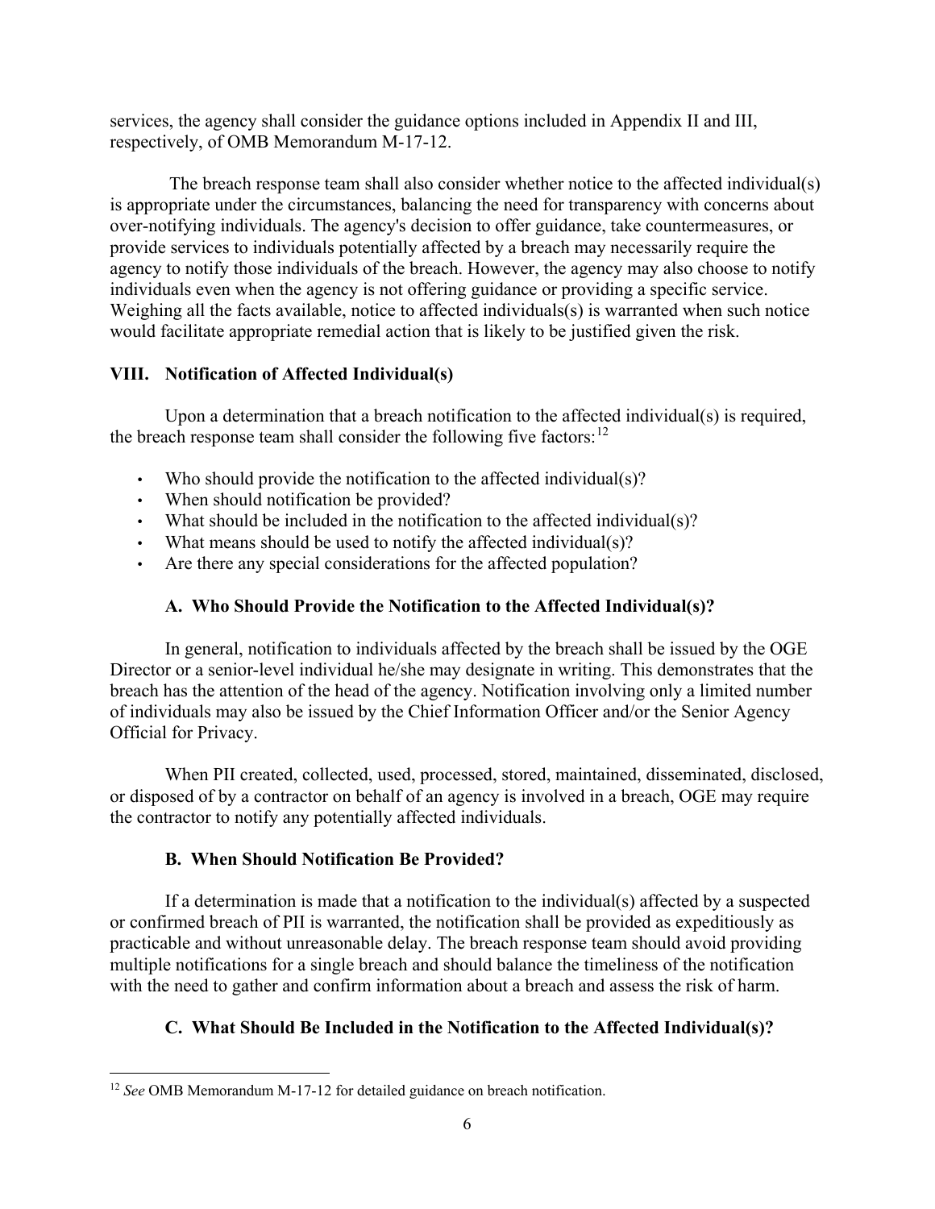services, the agency shall consider the guidance options included in Appendix II and III, respectively, of OMB Memorandum M-17-12.

The breach response team shall also consider whether notice to the affected individual(s) is appropriate under the circumstances, balancing the need for transparency with concerns about over-notifying individuals. The agency's decision to offer guidance, take countermeasures, or provide services to individuals potentially affected by a breach may necessarily require the agency to notify those individuals of the breach. However, the agency may also choose to notify individuals even when the agency is not offering guidance or providing a specific service. Weighing all the facts available, notice to affected individuals(s) is warranted when such notice would facilitate appropriate remedial action that is likely to be justified given the risk.

## VIII. Notification of Affected Individual(s)

Upon a determination that a breach notification to the affected individual(s) is required, the breach response team shall consider the following five factors:[12]

- Who should provide the notification to the affected individual(s)?
- When should notification be provided?
- What should be included in the notification to the affected individual(s)?
- What means should be used to notify the affected individual(s)?
- Are there any special considerations for the affected population?

### A. Who Should Provide the Notification to the Affected Individual(s)?

In general, notification to individuals affected by the breach shall be issued by the OGE Director or a senior-level individual he/she may designate in writing. This demonstrates that the breach has the attention of the head of the agency. Notification involving only a limited number of individuals may also be issued by the Chief Information Officer and/or the Senior Agency Official for Privacy.

When PII created, collected, used, processed, stored, maintained, disseminated, disclosed, or disposed of by a contractor on behalf of an agency is involved in a breach, OGE may require the contractor to notify any potentially affected individuals.

### B. When Should Notification Be Provided?

If a determination is made that a notification to the individual(s) affected by a suspected or confirmed breach of PII is warranted, the notification shall be provided as expeditiously as practicable and without unreasonable delay. The breach response team should avoid providing multiple notifications for a single breach and should balance the timeliness of the notification with the need to gather and confirm information about a breach and assess the risk of harm.

### C. What Should Be Included in the Notification to the Affected Individual(s)?

---

[12] *See* OMB Memorandum M-17-12 for detailed guidance on breach notification.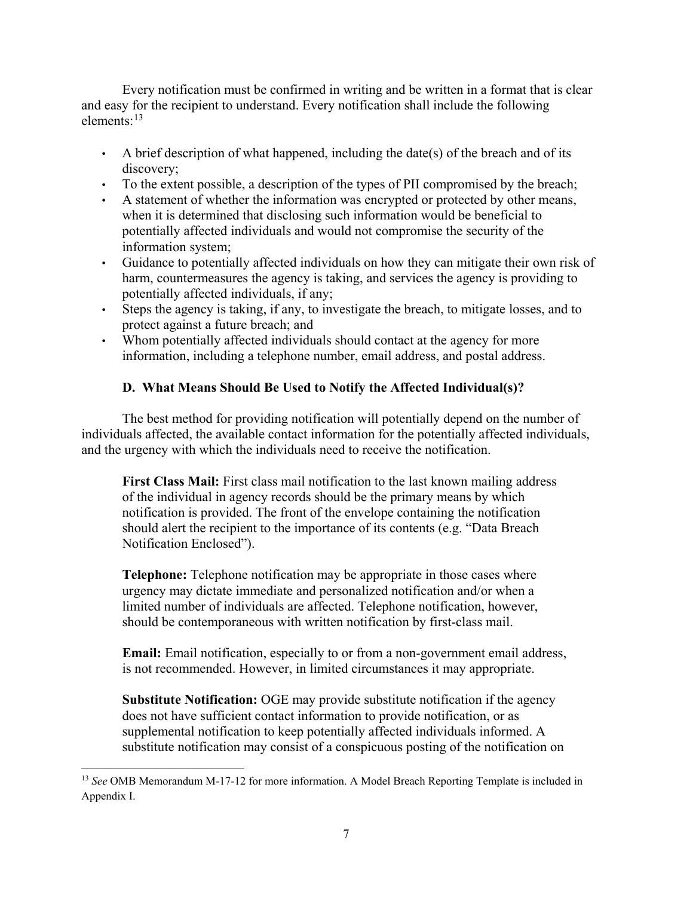Every notification must be confirmed in writing and be written in a format that is clear and easy for the recipient to understand. Every notification shall include the following elements:[13]

- A brief description of what happened, including the date(s) of the breach and of its discovery;
- To the extent possible, a description of the types of PII compromised by the breach;
- A statement of whether the information was encrypted or protected by other means, when it is determined that disclosing such information would be beneficial to potentially affected individuals and would not compromise the security of the information system;
- Guidance to potentially affected individuals on how they can mitigate their own risk of harm, countermeasures the agency is taking, and services the agency is providing to potentially affected individuals, if any;
- Steps the agency is taking, if any, to investigate the breach, to mitigate losses, and to protect against a future breach; and
- Whom potentially affected individuals should contact at the agency for more information, including a telephone number, email address, and postal address.

### D. What Means Should Be Used to Notify the Affected Individual(s)?

The best method for providing notification will potentially depend on the number of individuals affected, the available contact information for the potentially affected individuals, and the urgency with which the individuals need to receive the notification.

**First Class Mail:** First class mail notification to the last known mailing address of the individual in agency records should be the primary means by which notification is provided. The front of the envelope containing the notification should alert the recipient to the importance of its contents (e.g. "Data Breach Notification Enclosed").

**Telephone:** Telephone notification may be appropriate in those cases where urgency may dictate immediate and personalized notification and/or when a limited number of individuals are affected. Telephone notification, however, should be contemporaneous with written notification by first-class mail.

**Email:** Email notification, especially to or from a non-government email address, is not recommended. However, in limited circumstances it may appropriate.

**Substitute Notification:** OGE may provide substitute notification if the agency does not have sufficient contact information to provide notification, or as supplemental notification to keep potentially affected individuals informed. A substitute notification may consist of a conspicuous posting of the notification on

---

[13] *See* OMB Memorandum M-17-12 for more information. A Model Breach Reporting Template is included in Appendix I.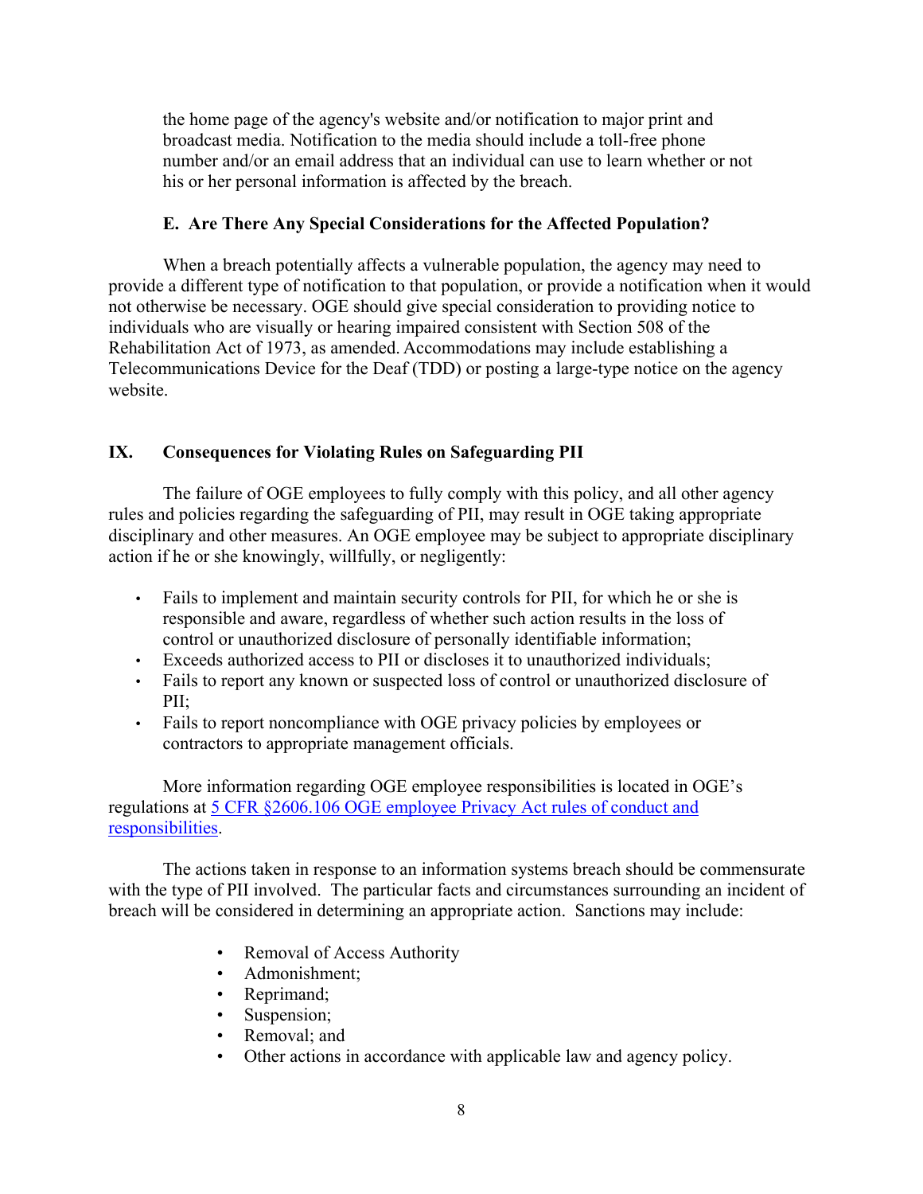the home page of the agency's website and/or notification to major print and broadcast media. Notification to the media should include a toll-free phone number and/or an email address that an individual can use to learn whether or not his or her personal information is affected by the breach.

### E. Are There Any Special Considerations for the Affected Population?

When a breach potentially affects a vulnerable population, the agency may need to provide a different type of notification to that population, or provide a notification when it would not otherwise be necessary. OGE should give special consideration to providing notice to individuals who are visually or hearing impaired consistent with Section 508 of the Rehabilitation Act of 1973, as amended. Accommodations may include establishing a Telecommunications Device for the Deaf (TDD) or posting a large-type notice on the agency website.

## IX. Consequences for Violating Rules on Safeguarding PII

The failure of OGE employees to fully comply with this policy, and all other agency rules and policies regarding the safeguarding of PII, may result in OGE taking appropriate disciplinary and other measures. An OGE employee may be subject to appropriate disciplinary action if he or she knowingly, willfully, or negligently:

- Fails to implement and maintain security controls for PII, for which he or she is responsible and aware, regardless of whether such action results in the loss of control or unauthorized disclosure of personally identifiable information;
- Exceeds authorized access to PII or discloses it to unauthorized individuals;
- Fails to report any known or suspected loss of control or unauthorized disclosure of PII;
- Fails to report noncompliance with OGE privacy policies by employees or contractors to appropriate management officials.

More information regarding OGE employee responsibilities is located in OGE's regulations at 5 CFR §2606.106 OGE employee Privacy Act rules of conduct and responsibilities.

The actions taken in response to an information systems breach should be commensurate with the type of PII involved. The particular facts and circumstances surrounding an incident of breach will be considered in determining an appropriate action. Sanctions may include:

- Removal of Access Authority
- Admonishment;
- Reprimand;
- Suspension;
- Removal; and
- Other actions in accordance with applicable law and agency policy.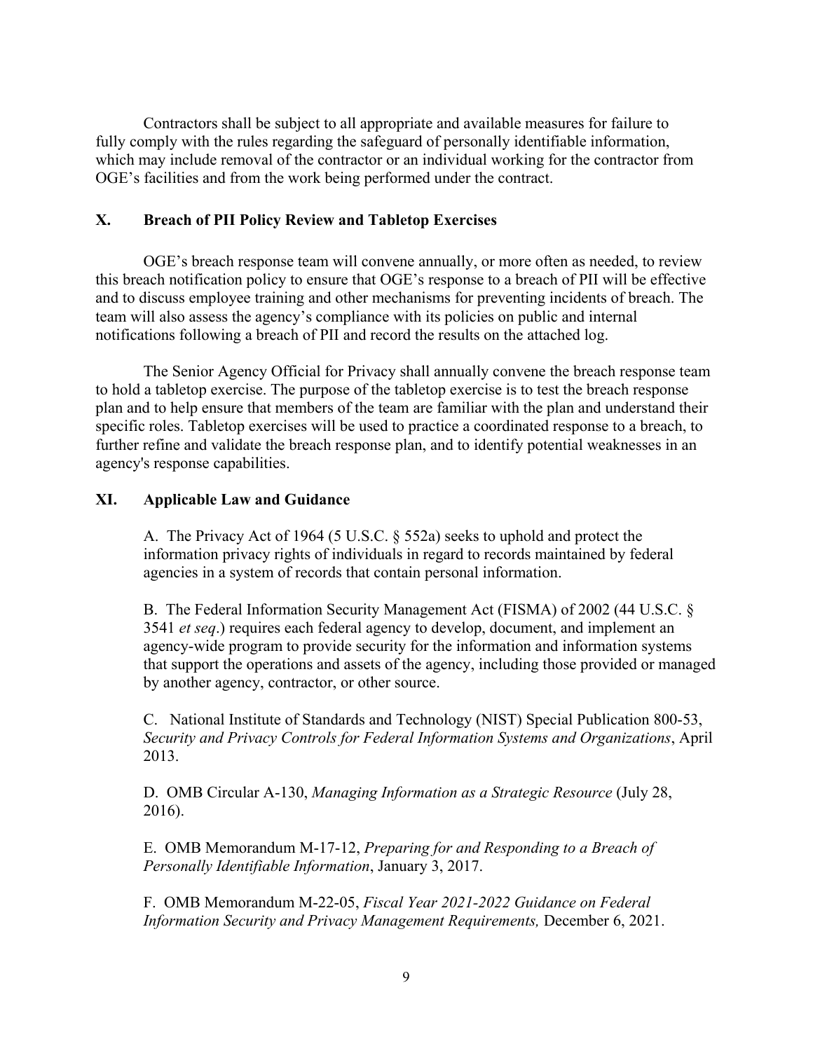Contractors shall be subject to all appropriate and available measures for failure to fully comply with the rules regarding the safeguard of personally identifiable information, which may include removal of the contractor or an individual working for the contractor from OGE's facilities and from the work being performed under the contract.

## X. Breach of PII Policy Review and Tabletop Exercises

OGE's breach response team will convene annually, or more often as needed, to review this breach notification policy to ensure that OGE's response to a breach of PII will be effective and to discuss employee training and other mechanisms for preventing incidents of breach. The team will also assess the agency's compliance with its policies on public and internal notifications following a breach of PII and record the results on the attached log.

The Senior Agency Official for Privacy shall annually convene the breach response team to hold a tabletop exercise. The purpose of the tabletop exercise is to test the breach response plan and to help ensure that members of the team are familiar with the plan and understand their specific roles. Tabletop exercises will be used to practice a coordinated response to a breach, to further refine and validate the breach response plan, and to identify potential weaknesses in an agency's response capabilities.

## XI. Applicable Law and Guidance

A. The Privacy Act of 1964 (5 U.S.C. § 552a) seeks to uphold and protect the information privacy rights of individuals in regard to records maintained by federal agencies in a system of records that contain personal information.

B. The Federal Information Security Management Act (FISMA) of 2002 (44 U.S.C. § 3541 *et seq*.) requires each federal agency to develop, document, and implement an agency-wide program to provide security for the information and information systems that support the operations and assets of the agency, including those provided or managed by another agency, contractor, or other source.

C. National Institute of Standards and Technology (NIST) Special Publication 800-53, *Security and Privacy Controls for Federal Information Systems and Organizations*, April 2013.

D. OMB Circular A-130, *Managing Information as a Strategic Resource* (July 28, 2016).

E. OMB Memorandum M-17-12, *Preparing for and Responding to a Breach of Personally Identifiable Information*, January 3, 2017.

F. OMB Memorandum M-22-05, *Fiscal Year 2021-2022 Guidance on Federal Information Security and Privacy Management Requirements,* December 6, 2021.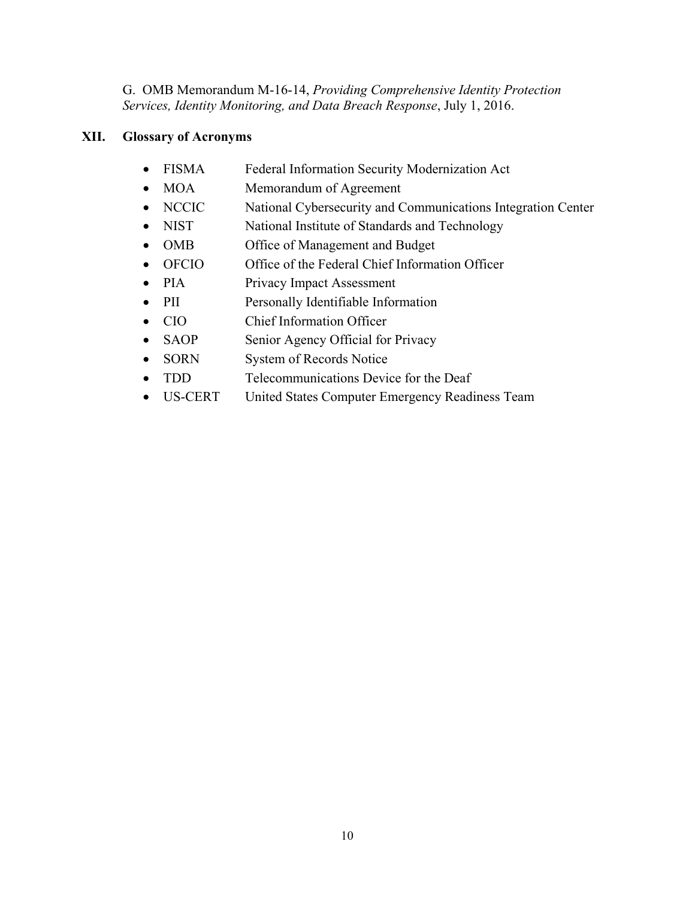G. OMB Memorandum M-16-14, *Providing Comprehensive Identity Protection Services, Identity Monitoring, and Data Breach Response*, July 1, 2016.

## XII. Glossary of Acronyms

- FISMA Federal Information Security Modernization Act
- MOA Memorandum of Agreement
- NCCIC National Cybersecurity and Communications Integration Center
- NIST National Institute of Standards and Technology
- OMB Office of Management and Budget
- OFCIO Office of the Federal Chief Information Officer
- PIA Privacy Impact Assessment
- PII Personally Identifiable Information
- CIO Chief Information Officer
- SAOP Senior Agency Official for Privacy
- SORN System of Records Notice
- TDD Telecommunications Device for the Deaf
- US-CERT United States Computer Emergency Readiness Team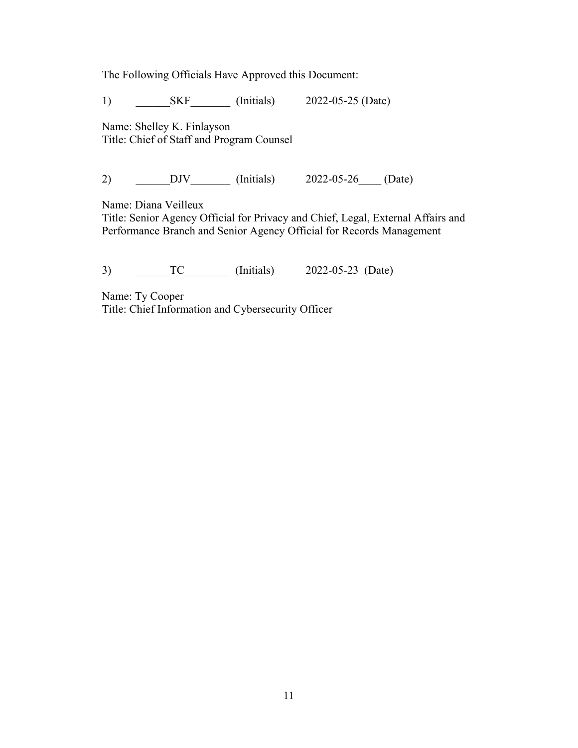The Following Officials Have Approved this Document:

1) ______SKF_______ (Initials) 2022-05-25 (Date)

Name: Shelley K. Finlayson
Title: Chief of Staff and Program Counsel

2) ______DJV_______ (Initials) 2022-05-26____ (Date)

Name: Diana Veilleux
Title: Senior Agency Official for Privacy and Chief, Legal, External Affairs and Performance Branch and Senior Agency Official for Records Management

3) ______TC________ (Initials) 2022-05-23 (Date)

Name: Ty Cooper
Title: Chief Information and Cybersecurity Officer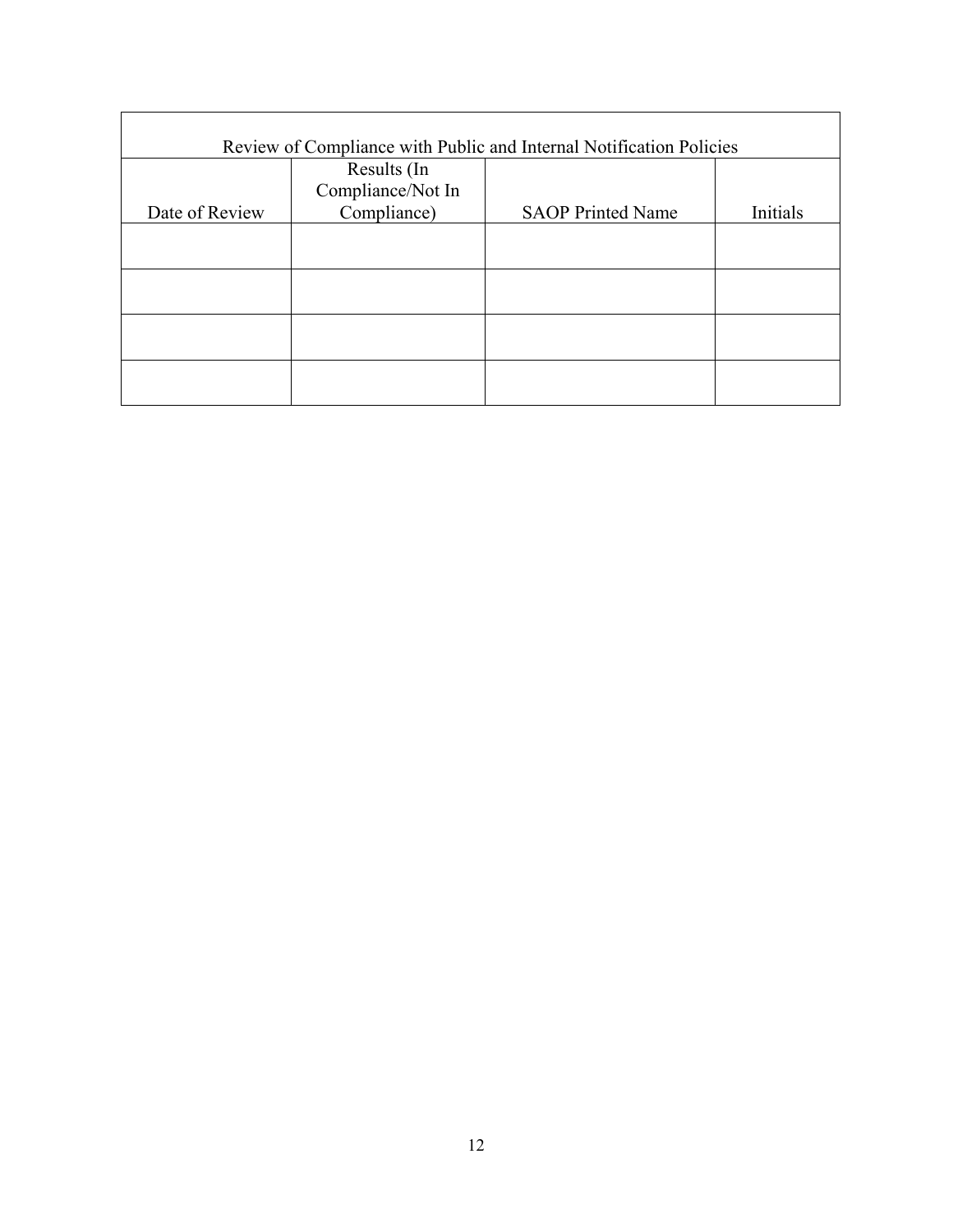| Review of Compliance with Public and Internal Notification Policies | | | |
|---|---|---|---|
| Date of Review | Results (In Compliance/Not In Compliance) | SAOP Printed Name | Initials |
| | | | |
| | | | |
| | | | |
| | | | |